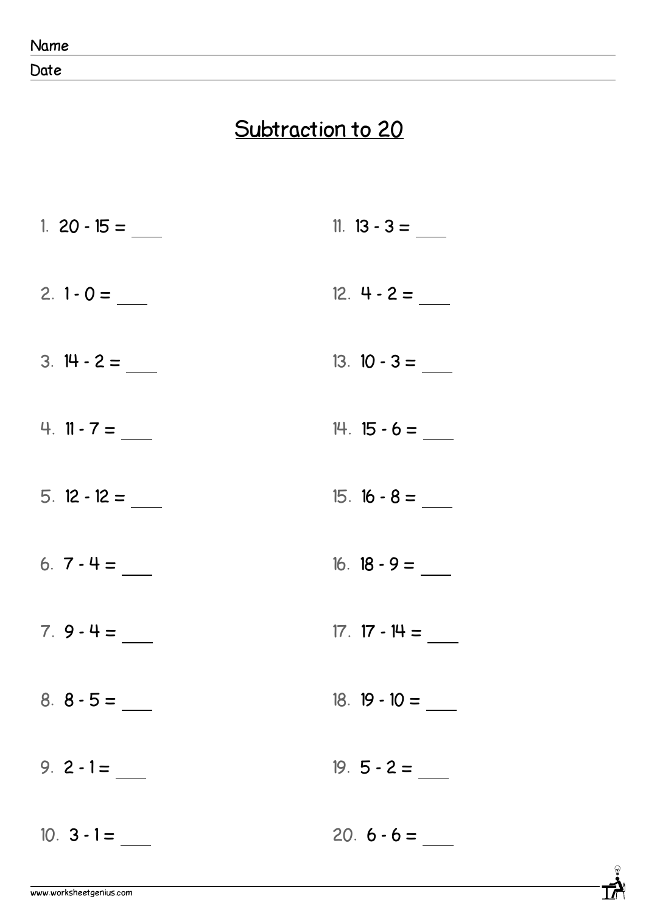Name

Date

# Subtraction to 20

1. 20 - 15 = ____

2. 1 - 0 = ____

3. 14 - 2 = ____

4. 11 - 7 = ____

5. 12 - 12 = ____

6. 7 - 4 = ____

7. 9 - 4 = ____

8. 8 - 5 = ____

9. 2 - 1 = ____

10. 3 - 1 = ____

11. 13 - 3 = ____

12. 4 - 2 = ____

13. 10 - 3 = ____

14. 15 - 6 = ____

15. 16 - 8 = ____

16. 18 - 9 = ____

17. 17 - 14 = ____

18. 19 - 10 = ____

19. 5 - 2 = ____

20. 6 - 6 = ____

www.worksheetgenius.com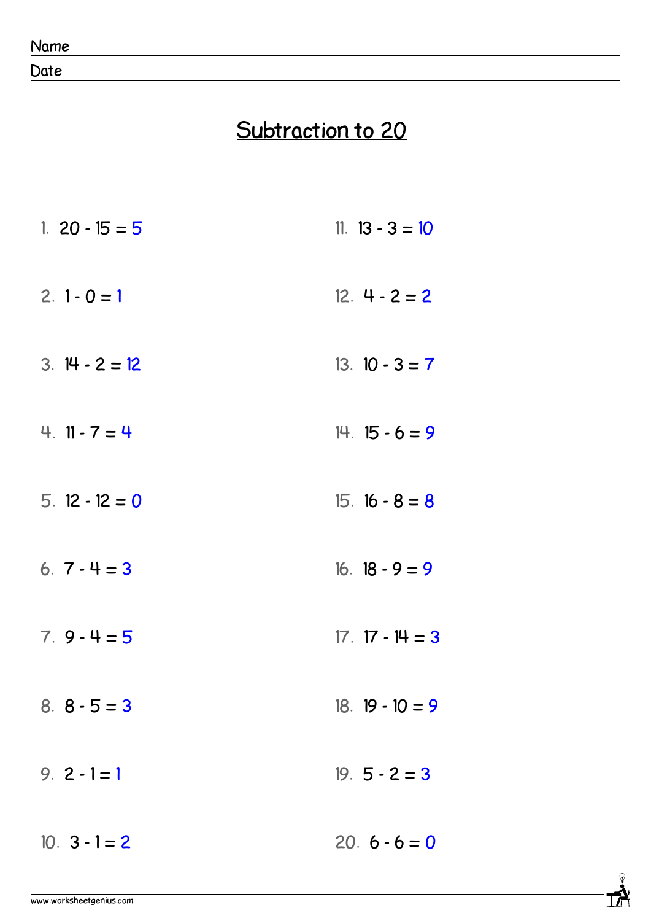Name

Date

# Subtraction to 20

1. 20 - 15 = 5
2. 1 - 0 = 1
3. 14 - 2 = 12
4. 11 - 7 = 4
5. 12 - 12 = 0
6. 7 - 4 = 3
7. 9 - 4 = 5
8. 8 - 5 = 3
9. 2 - 1 = 1
10. 3 - 1 = 2
11. 13 - 3 = 10
12. 4 - 2 = 2
13. 10 - 3 = 7
14. 15 - 6 = 9
15. 16 - 8 = 8
16. 18 - 9 = 9
17. 17 - 14 = 3
18. 19 - 10 = 9
19. 5 - 2 = 3
20. 6 - 6 = 0

www.worksheetgenius.com